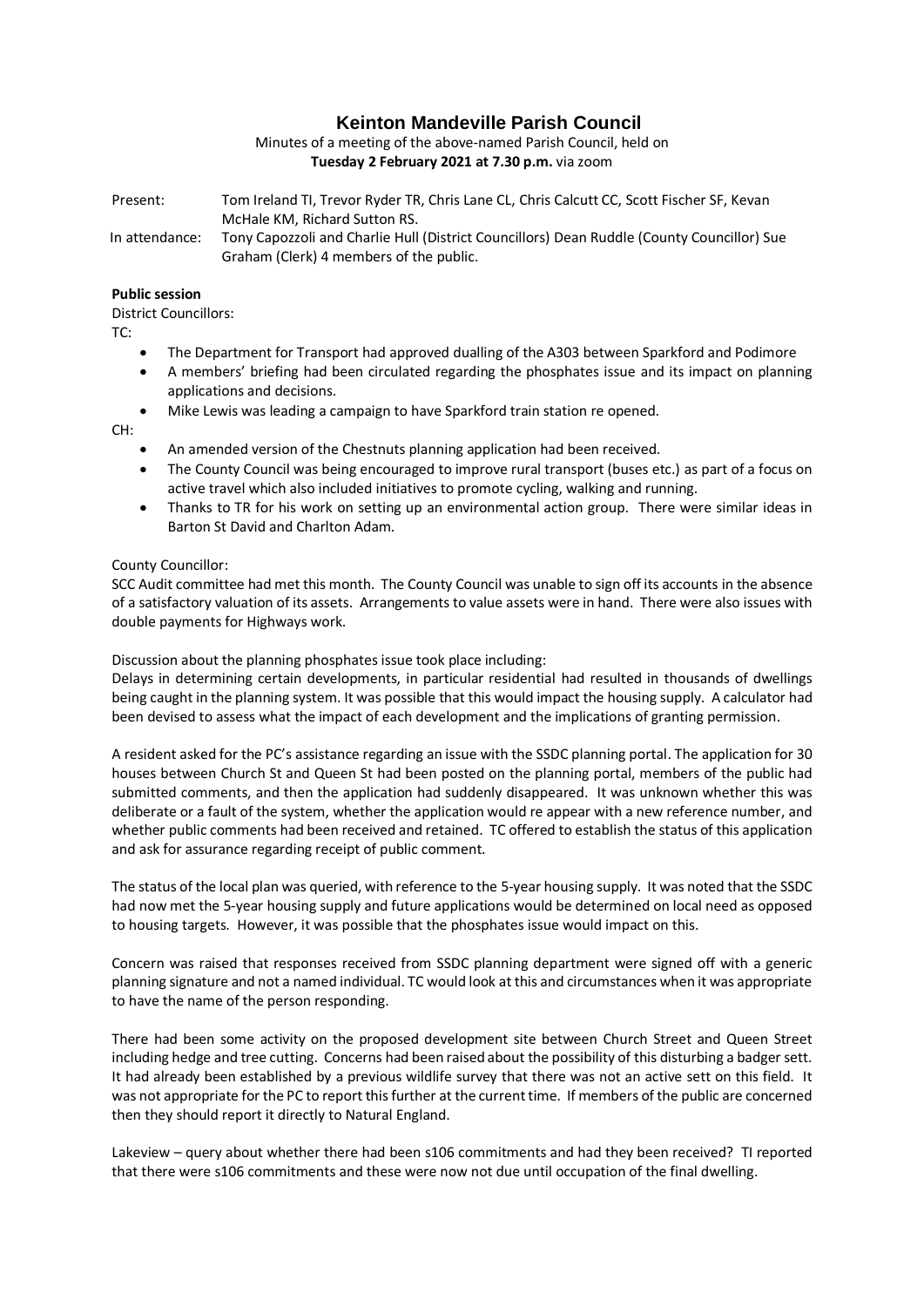# Keinton Mandeville Parish Council

Minutes of a meeting of the above-named Parish Council, held on
**Tuesday 2 February 2021 at 7.30 p.m.** via zoom

Present: Tom Ireland TI, Trevor Ryder TR, Chris Lane CL, Chris Calcutt CC, Scott Fischer SF, Kevan McHale KM, Richard Sutton RS.

In attendance: Tony Capozzoli and Charlie Hull (District Councillors) Dean Ruddle (County Councillor) Sue Graham (Clerk) 4 members of the public.

**Public session**

District Councillors:

TC:

- The Department for Transport had approved dualling of the A303 between Sparkford and Podimore
- A members' briefing had been circulated regarding the phosphates issue and its impact on planning applications and decisions.
- Mike Lewis was leading a campaign to have Sparkford train station re opened.

CH:

- An amended version of the Chestnuts planning application had been received.
- The County Council was being encouraged to improve rural transport (buses etc.) as part of a focus on active travel which also included initiatives to promote cycling, walking and running.
- Thanks to TR for his work on setting up an environmental action group. There were similar ideas in Barton St David and Charlton Adam.

County Councillor:

SCC Audit committee had met this month. The County Council was unable to sign off its accounts in the absence of a satisfactory valuation of its assets. Arrangements to value assets were in hand. There were also issues with double payments for Highways work.

Discussion about the planning phosphates issue took place including:

Delays in determining certain developments, in particular residential had resulted in thousands of dwellings being caught in the planning system. It was possible that this would impact the housing supply. A calculator had been devised to assess what the impact of each development and the implications of granting permission.

A resident asked for the PC's assistance regarding an issue with the SSDC planning portal. The application for 30 houses between Church St and Queen St had been posted on the planning portal, members of the public had submitted comments, and then the application had suddenly disappeared. It was unknown whether this was deliberate or a fault of the system, whether the application would re appear with a new reference number, and whether public comments had been received and retained. TC offered to establish the status of this application and ask for assurance regarding receipt of public comment.

The status of the local plan was queried, with reference to the 5-year housing supply. It was noted that the SSDC had now met the 5-year housing supply and future applications would be determined on local need as opposed to housing targets. However, it was possible that the phosphates issue would impact on this.

Concern was raised that responses received from SSDC planning department were signed off with a generic planning signature and not a named individual. TC would look at this and circumstances when it was appropriate to have the name of the person responding.

There had been some activity on the proposed development site between Church Street and Queen Street including hedge and tree cutting. Concerns had been raised about the possibility of this disturbing a badger sett. It had already been established by a previous wildlife survey that there was not an active sett on this field. It was not appropriate for the PC to report this further at the current time. If members of the public are concerned then they should report it directly to Natural England.

Lakeview – query about whether there had been s106 commitments and had they been received? TI reported that there were s106 commitments and these were now not due until occupation of the final dwelling.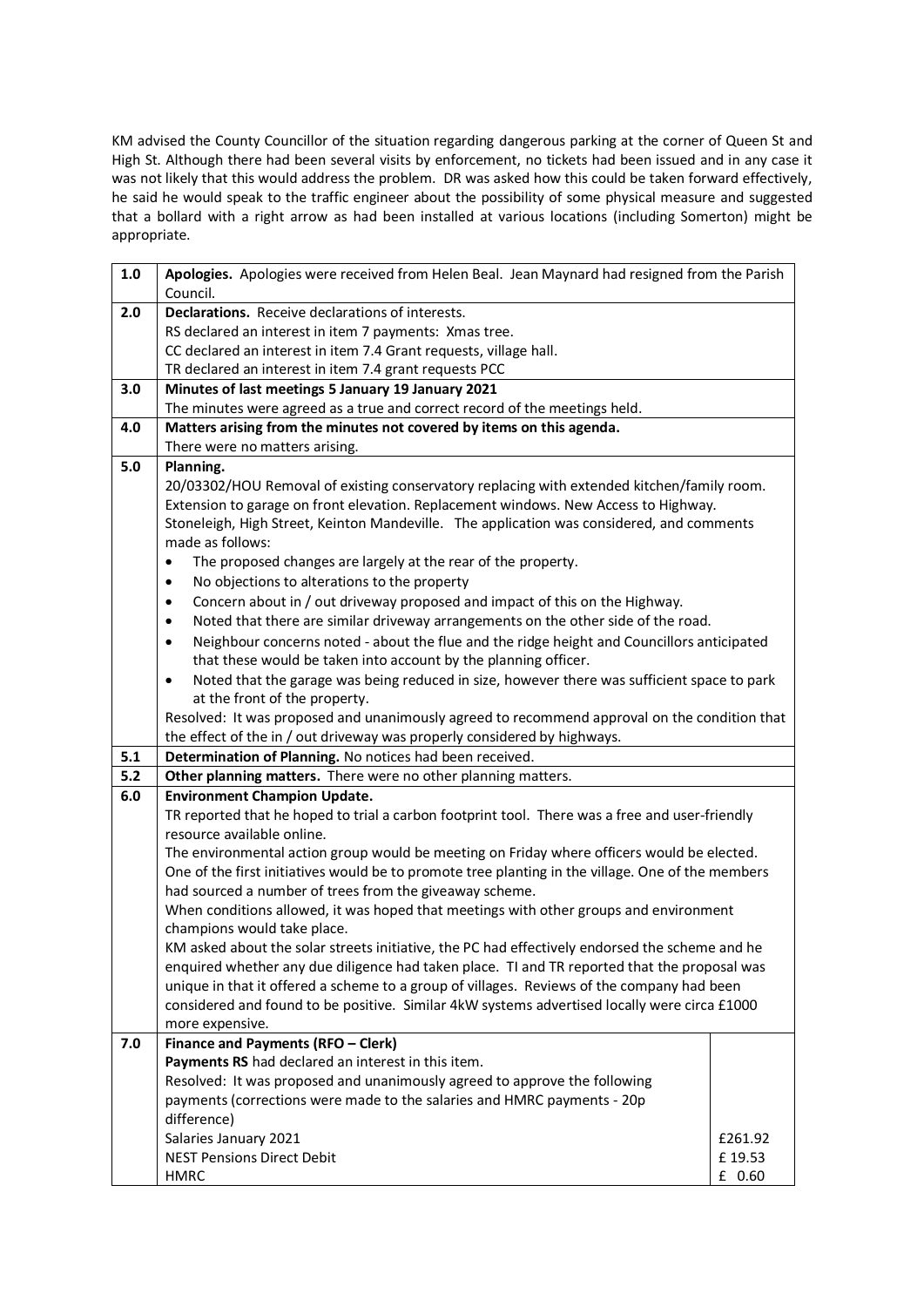KM advised the County Councillor of the situation regarding dangerous parking at the corner of Queen St and High St. Although there had been several visits by enforcement, no tickets had been issued and in any case it was not likely that this would address the problem. DR was asked how this could be taken forward effectively, he said he would speak to the traffic engineer about the possibility of some physical measure and suggested that a bollard with a right arrow as had been installed at various locations (including Somerton) might be appropriate.

| | | |
|---|---|---|
| 1.0 | **Apologies.** Apologies were received from Helen Beal. Jean Maynard had resigned from the Parish Council. | |
| 2.0 | **Declarations.** Receive declarations of interests.<br>RS declared an interest in item 7 payments: Xmas tree.<br>CC declared an interest in item 7.4 Grant requests, village hall.<br>TR declared an interest in item 7.4 grant requests PCC | |
| 3.0 | **Minutes of last meetings 5 January 19 January 2021**<br>The minutes were agreed as a true and correct record of the meetings held. | |
| 4.0 | **Matters arising from the minutes not covered by items on this agenda.**<br>There were no matters arising. | |
| 5.0 | **Planning.**<br>20/03302/HOU Removal of existing conservatory replacing with extended kitchen/family room. Extension to garage on front elevation. Replacement windows. New Access to Highway. Stoneleigh, High Street, Keinton Mandeville. The application was considered, and comments made as follows:<br>• The proposed changes are largely at the rear of the property.<br>• No objections to alterations to the property<br>• Concern about in / out driveway proposed and impact of this on the Highway.<br>• Noted that there are similar driveway arrangements on the other side of the road.<br>• Neighbour concerns noted - about the flue and the ridge height and Councillors anticipated that these would be taken into account by the planning officer.<br>• Noted that the garage was being reduced in size, however there was sufficient space to park at the front of the property.<br>Resolved: It was proposed and unanimously agreed to recommend approval on the condition that the effect of the in / out driveway was properly considered by highways. | |
| 5.1 | **Determination of Planning.** No notices had been received. | |
| 5.2 | **Other planning matters.** There were no other planning matters. | |
| 6.0 | **Environment Champion Update.**<br>TR reported that he hoped to trial a carbon footprint tool. There was a free and user-friendly resource available online.<br>The environmental action group would be meeting on Friday where officers would be elected.<br>One of the first initiatives would be to promote tree planting in the village. One of the members had sourced a number of trees from the giveaway scheme.<br>When conditions allowed, it was hoped that meetings with other groups and environment champions would take place.<br>KM asked about the solar streets initiative, the PC had effectively endorsed the scheme and he enquired whether any due diligence had taken place. TI and TR reported that the proposal was unique in that it offered a scheme to a group of villages. Reviews of the company had been considered and found to be positive. Similar 4kW systems advertised locally were circa £1000 more expensive. | |
| 7.0 | **Finance and Payments (RFO – Clerk)**<br>**Payments RS** had declared an interest in this item.<br>Resolved: It was proposed and unanimously agreed to approve the following payments (corrections were made to the salaries and HMRC payments - 20p difference)<br>Salaries January 2021<br>NEST Pensions Direct Debit<br>HMRC | <br><br><br><br>£261.92<br>£ 19.53<br>£ 0.60 |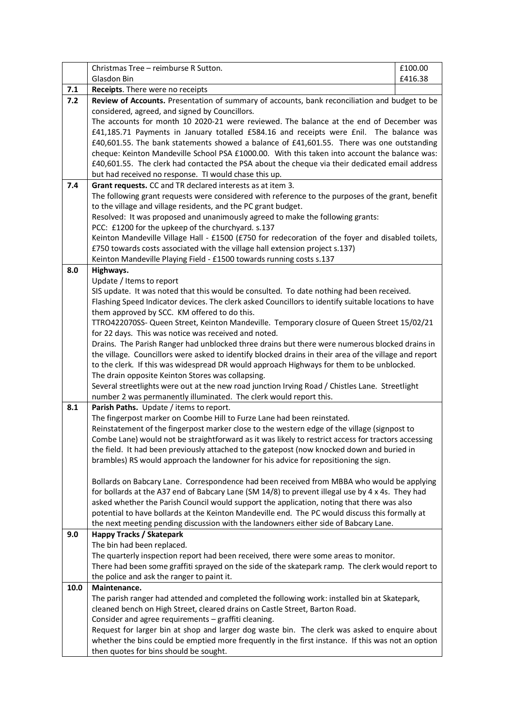|  |  |  |
|---|---|---|
|  | Christmas Tree – reimburse R Sutton.<br>Glasdon Bin | £100.00<br>£416.38 |
| 7.1 | **Receipts**. There were no receipts |  |
| 7.2 | **Review of Accounts.** Presentation of summary of accounts, bank reconciliation and budget to be considered, agreed, and signed by Councillors.<br>The accounts for month 10 2020-21 were reviewed. The balance at the end of December was £41,185.71 Payments in January totalled £584.16 and receipts were £nil. The balance was £40,601.55. The bank statements showed a balance of £41,601.55. There was one outstanding cheque: Keinton Mandeville School PSA £1000.00. With this taken into account the balance was: £40,601.55. The clerk had contacted the PSA about the cheque via their dedicated email address but had received no response. TI would chase this up. | |
| 7.4 | **Grant requests.** CC and TR declared interests as at item 3.<br>The following grant requests were considered with reference to the purposes of the grant, benefit to the village and village residents, and the PC grant budget.<br>Resolved: It was proposed and unanimously agreed to make the following grants:<br>PCC: £1200 for the upkeep of the churchyard. s.137<br>Keinton Mandeville Village Hall - £1500 (£750 for redecoration of the foyer and disabled toilets, £750 towards costs associated with the village hall extension project s.137)<br>Keinton Mandeville Playing Field - £1500 towards running costs s.137 | |
| 8.0 | **Highways.**<br>Update / Items to report<br>SIS update. It was noted that this would be consulted. To date nothing had been received.<br>Flashing Speed Indicator devices. The clerk asked Councillors to identify suitable locations to have them approved by SCC. KM offered to do this.<br>TTRO422070SS- Queen Street, Keinton Mandeville. Temporary closure of Queen Street 15/02/21 for 22 days. This was notice was received and noted.<br>Drains. The Parish Ranger had unblocked three drains but there were numerous blocked drains in the village. Councillors were asked to identify blocked drains in their area of the village and report to the clerk. If this was widespread DR would approach Highways for them to be unblocked.<br>The drain opposite Keinton Stores was collapsing.<br>Several streetlights were out at the new road junction Irving Road / Chistles Lane. Streetlight number 2 was permanently illuminated. The clerk would report this. | |
| 8.1 | **Parish Paths.** Update / items to report.<br>The fingerpost marker on Coombe Hill to Furze Lane had been reinstated.<br>Reinstatement of the fingerpost marker close to the western edge of the village (signpost to Combe Lane) would not be straightforward as it was likely to restrict access for tractors accessing the field. It had been previously attached to the gatepost (now knocked down and buried in brambles) RS would approach the landowner for his advice for repositioning the sign.<br><br>Bollards on Babcary Lane. Correspondence had been received from MBBA who would be applying for bollards at the A37 end of Babcary Lane (SM 14/8) to prevent illegal use by 4 x 4s. They had asked whether the Parish Council would support the application, noting that there was also potential to have bollards at the Keinton Mandeville end. The PC would discuss this formally at the next meeting pending discussion with the landowners either side of Babcary Lane. | |
| 9.0 | **Happy Tracks / Skatepark**<br>The bin had been replaced.<br>The quarterly inspection report had been received, there were some areas to monitor.<br>There had been some graffiti sprayed on the side of the skatepark ramp. The clerk would report to the police and ask the ranger to paint it. | |
| 10.0 | **Maintenance.**<br>The parish ranger had attended and completed the following work: installed bin at Skatepark, cleaned bench on High Street, cleared drains on Castle Street, Barton Road.<br>Consider and agree requirements – graffiti cleaning.<br>Request for larger bin at shop and larger dog waste bin. The clerk was asked to enquire about whether the bins could be emptied more frequently in the first instance. If this was not an option then quotes for bins should be sought. | |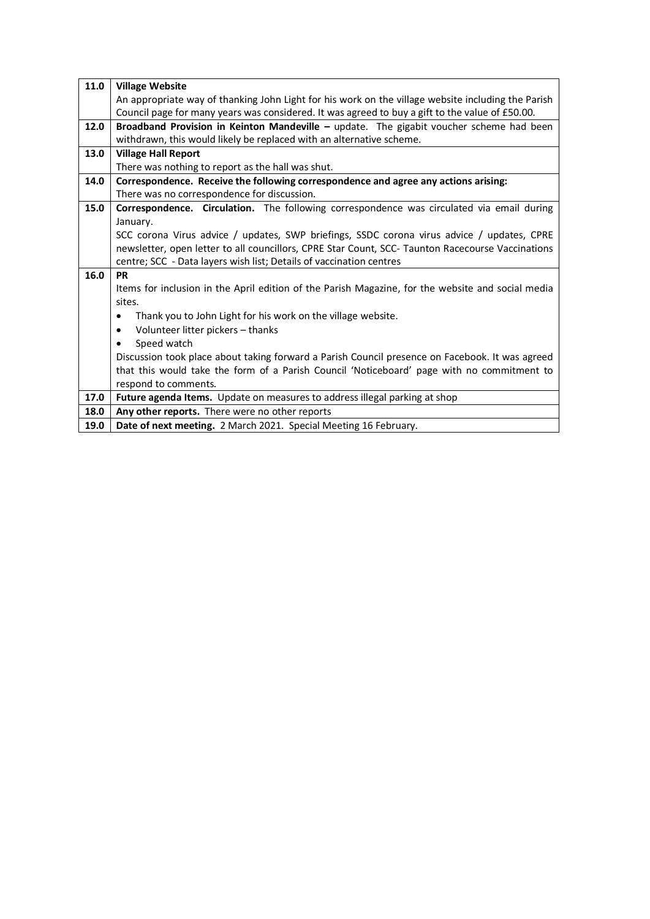| | |
|---|---|
| **11.0** | **Village Website**<br>An appropriate way of thanking John Light for his work on the village website including the Parish Council page for many years was considered. It was agreed to buy a gift to the value of £50.00. |
| **12.0** | **Broadband Provision in Keinton Mandeville –** update. The gigabit voucher scheme had been withdrawn, this would likely be replaced with an alternative scheme. |
| **13.0** | **Village Hall Report**<br>There was nothing to report as the hall was shut. |
| **14.0** | **Correspondence. Receive the following correspondence and agree any actions arising:**<br>There was no correspondence for discussion. |
| **15.0** | **Correspondence. Circulation.** The following correspondence was circulated via email during January.<br>SCC corona Virus advice / updates, SWP briefings, SSDC corona virus advice / updates, CPRE newsletter, open letter to all councillors, CPRE Star Count, SCC- Taunton Racecourse Vaccinations centre; SCC - Data layers wish list; Details of vaccination centres |
| **16.0** | **PR**<br>Items for inclusion in the April edition of the Parish Magazine, for the website and social media sites.<br>• Thank you to John Light for his work on the village website.<br>• Volunteer litter pickers – thanks<br>• Speed watch<br>Discussion took place about taking forward a Parish Council presence on Facebook. It was agreed that this would take the form of a Parish Council 'Noticeboard' page with no commitment to respond to comments. |
| **17.0** | **Future agenda Items.** Update on measures to address illegal parking at shop |
| **18.0** | **Any other reports.** There were no other reports |
| **19.0** | **Date of next meeting.** 2 March 2021. Special Meeting 16 February. |